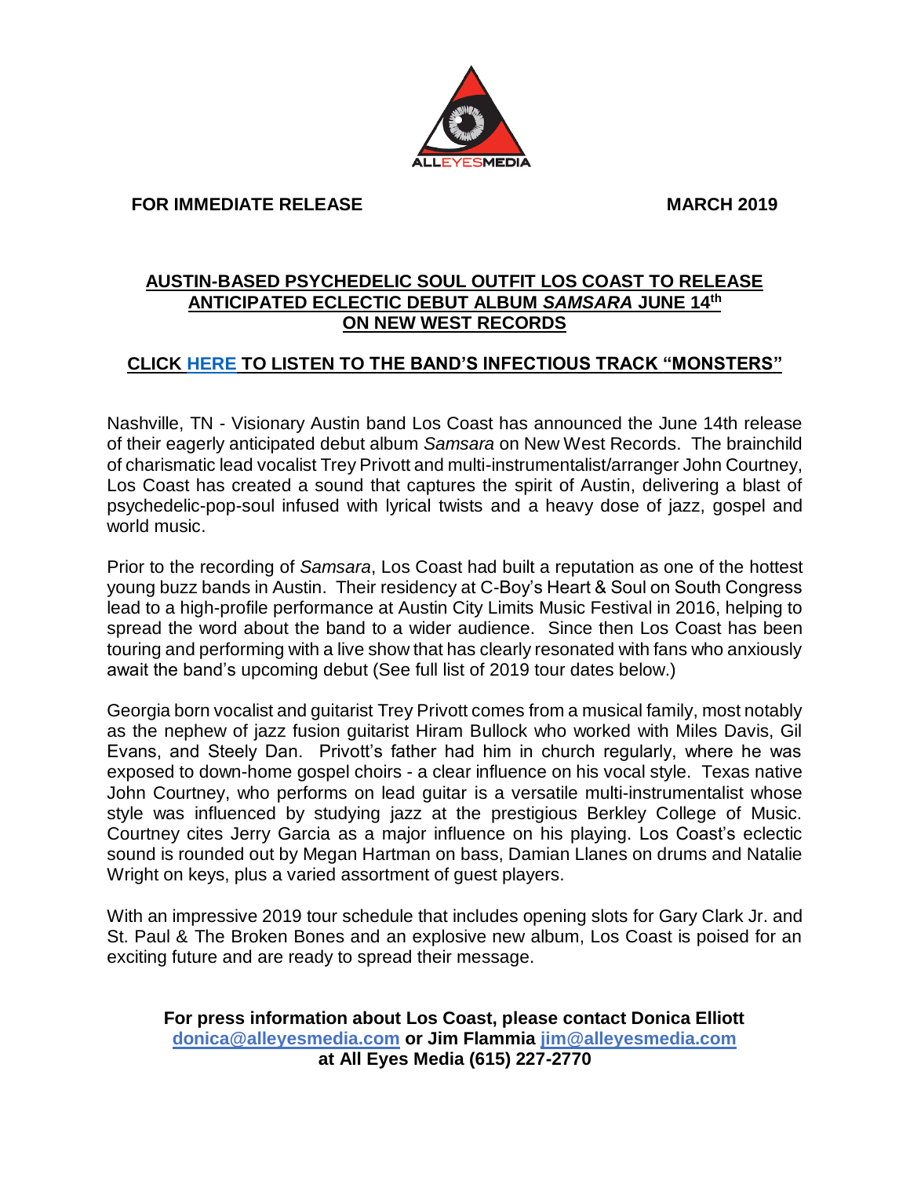ALLEYESMEDIA

**FOR IMMEDIATE RELEASE** **MARCH 2019**

## AUSTIN-BASED PSYCHEDELIC SOUL OUTFIT LOS COAST TO RELEASE ANTICIPATED ECLECTIC DEBUT ALBUM *SAMSARA* JUNE 14th ON NEW WEST RECORDS

**CLICK HERE TO LISTEN TO THE BAND'S INFECTIOUS TRACK "MONSTERS"**

Nashville, TN - Visionary Austin band Los Coast has announced the June 14th release of their eagerly anticipated debut album *Samsara* on New West Records. The brainchild of charismatic lead vocalist Trey Privott and multi-instrumentalist/arranger John Courtney, Los Coast has created a sound that captures the spirit of Austin, delivering a blast of psychedelic-pop-soul infused with lyrical twists and a heavy dose of jazz, gospel and world music.

Prior to the recording of *Samsara*, Los Coast had built a reputation as one of the hottest young buzz bands in Austin. Their residency at C-Boy's Heart & Soul on South Congress lead to a high-profile performance at Austin City Limits Music Festival in 2016, helping to spread the word about the band to a wider audience. Since then Los Coast has been touring and performing with a live show that has clearly resonated with fans who anxiously await the band's upcoming debut (See full list of 2019 tour dates below.)

Georgia born vocalist and guitarist Trey Privott comes from a musical family, most notably as the nephew of jazz fusion guitarist Hiram Bullock who worked with Miles Davis, Gil Evans, and Steely Dan. Privott's father had him in church regularly, where he was exposed to down-home gospel choirs - a clear influence on his vocal style. Texas native John Courtney, who performs on lead guitar is a versatile multi-instrumentalist whose style was influenced by studying jazz at the prestigious Berkley College of Music. Courtney cites Jerry Garcia as a major influence on his playing. Los Coast's eclectic sound is rounded out by Megan Hartman on bass, Damian Llanes on drums and Natalie Wright on keys, plus a varied assortment of guest players.

With an impressive 2019 tour schedule that includes opening slots for Gary Clark Jr. and St. Paul & The Broken Bones and an explosive new album, Los Coast is poised for an exciting future and are ready to spread their message.

**For press information about Los Coast, please contact Donica Elliott donica@alleyesmedia.com or Jim Flammia jim@alleyesmedia.com at All Eyes Media (615) 227-2770**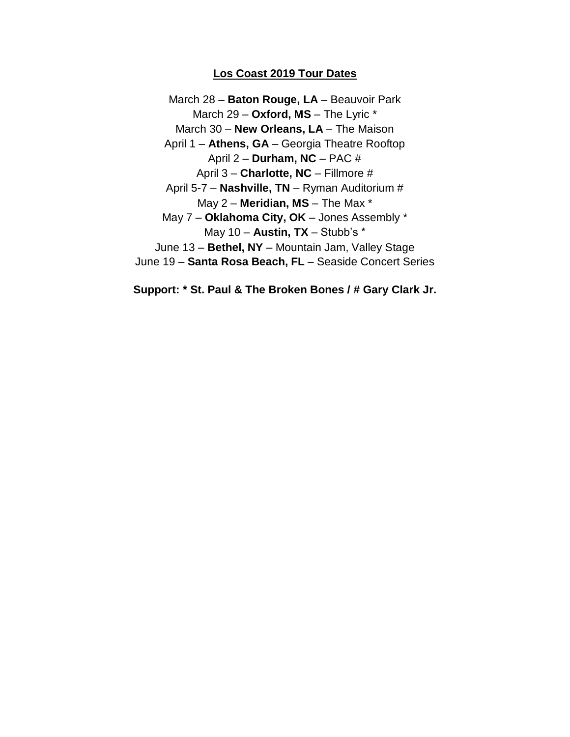**<u>Los Coast 2019 Tour Dates</u>**

March 28 – **Baton Rouge, LA** – Beauvoir Park
March 29 – **Oxford, MS** – The Lyric *
March 30 – **New Orleans, LA** – The Maison
April 1 – **Athens, GA** – Georgia Theatre Rooftop
April 2 – **Durham, NC** – PAC #
April 3 – **Charlotte, NC** – Fillmore #
April 5-7 – **Nashville, TN** – Ryman Auditorium #
May 2 – **Meridian, MS** – The Max *
May 7 – **Oklahoma City, OK** – Jones Assembly *
May 10 – **Austin, TX** – Stubb's *
June 13 – **Bethel, NY** – Mountain Jam, Valley Stage
June 19 – **Santa Rosa Beach, FL** – Seaside Concert Series

**Support: * St. Paul & The Broken Bones / # Gary Clark Jr.**